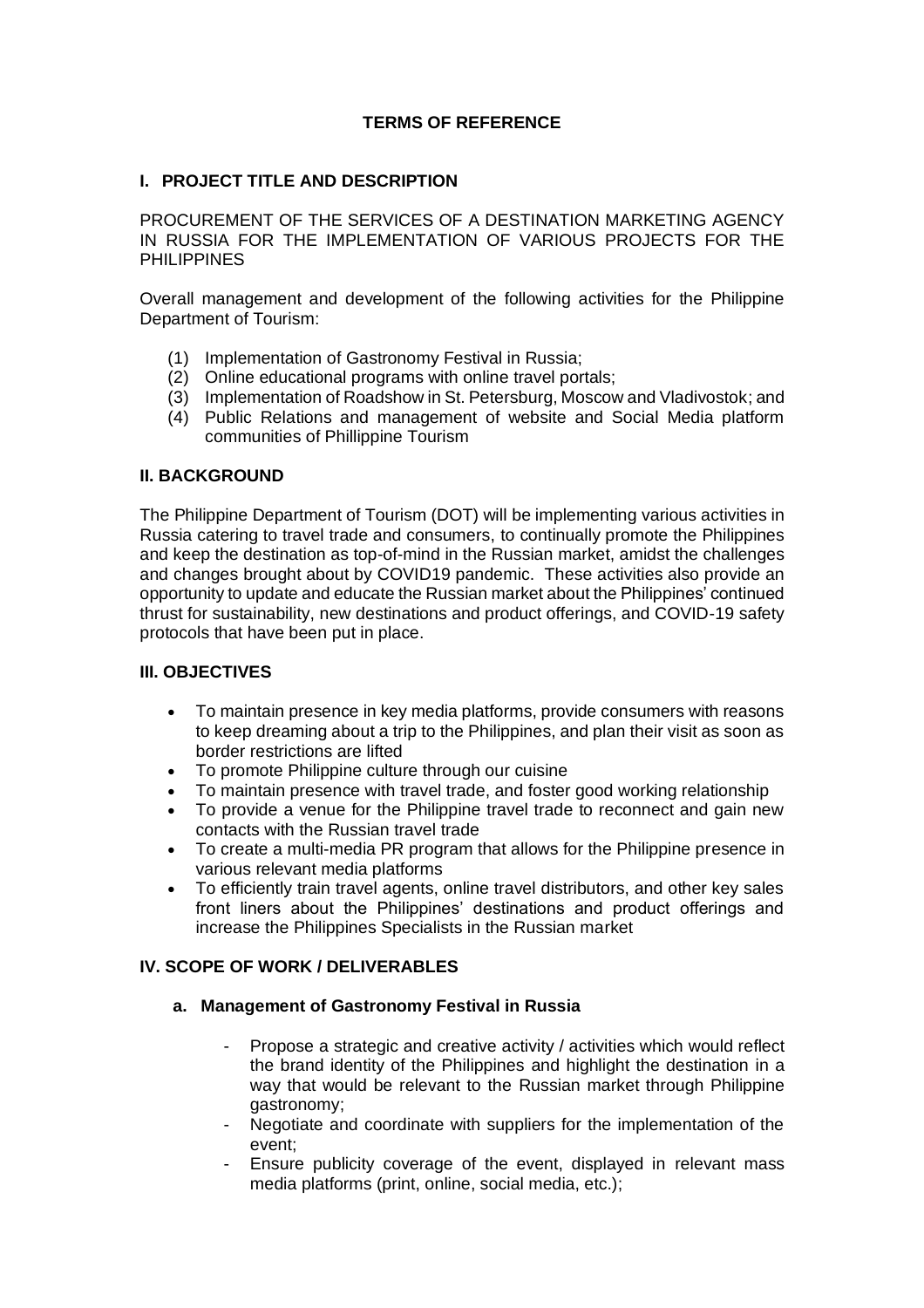# TERMS OF REFERENCE

## I. PROJECT TITLE AND DESCRIPTION

PROCUREMENT OF THE SERVICES OF A DESTINATION MARKETING AGENCY IN RUSSIA FOR THE IMPLEMENTATION OF VARIOUS PROJECTS FOR THE PHILIPPINES

Overall management and development of the following activities for the Philippine Department of Tourism:

(1) Implementation of Gastronomy Festival in Russia;
(2) Online educational programs with online travel portals;
(3) Implementation of Roadshow in St. Petersburg, Moscow and Vladivostok; and
(4) Public Relations and management of website and Social Media platform communities of Phillippine Tourism

## II. BACKGROUND

The Philippine Department of Tourism (DOT) will be implementing various activities in Russia catering to travel trade and consumers, to continually promote the Philippines and keep the destination as top-of-mind in the Russian market, amidst the challenges and changes brought about by COVID19 pandemic. These activities also provide an opportunity to update and educate the Russian market about the Philippines' continued thrust for sustainability, new destinations and product offerings, and COVID-19 safety protocols that have been put in place.

## III. OBJECTIVES

- To maintain presence in key media platforms, provide consumers with reasons to keep dreaming about a trip to the Philippines, and plan their visit as soon as border restrictions are lifted
- To promote Philippine culture through our cuisine
- To maintain presence with travel trade, and foster good working relationship
- To provide a venue for the Philippine travel trade to reconnect and gain new contacts with the Russian travel trade
- To create a multi-media PR program that allows for the Philippine presence in various relevant media platforms
- To efficiently train travel agents, online travel distributors, and other key sales front liners about the Philippines' destinations and product offerings and increase the Philippines Specialists in the Russian market

## IV. SCOPE OF WORK / DELIVERABLES

### a. Management of Gastronomy Festival in Russia

- Propose a strategic and creative activity / activities which would reflect the brand identity of the Philippines and highlight the destination in a way that would be relevant to the Russian market through Philippine gastronomy;
- Negotiate and coordinate with suppliers for the implementation of the event;
- Ensure publicity coverage of the event, displayed in relevant mass media platforms (print, online, social media, etc.);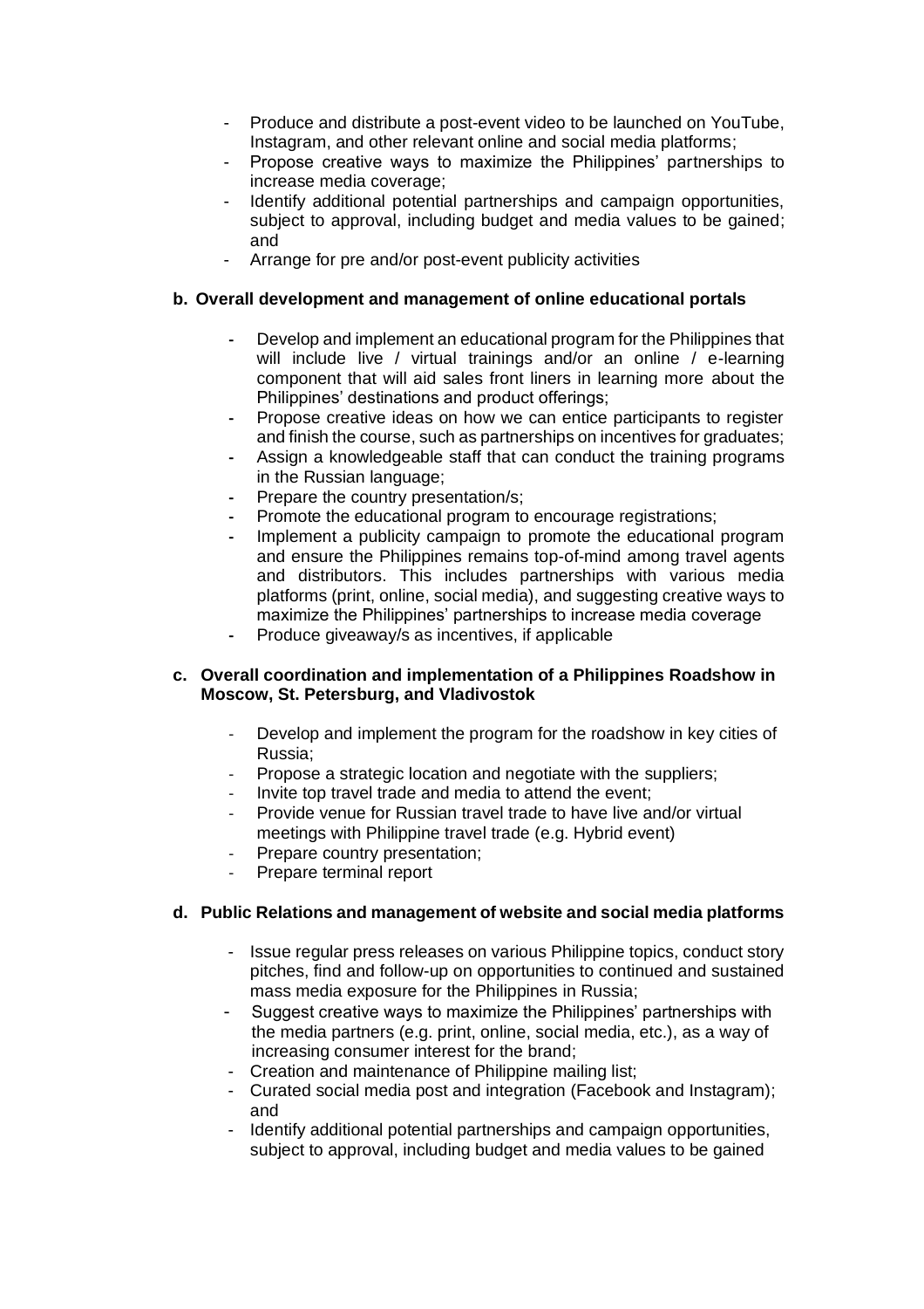- Produce and distribute a post-event video to be launched on YouTube, Instagram, and other relevant online and social media platforms;
- Propose creative ways to maximize the Philippines' partnerships to increase media coverage;
- Identify additional potential partnerships and campaign opportunities, subject to approval, including budget and media values to be gained; and
- Arrange for pre and/or post-event publicity activities

**b. Overall development and management of online educational portals**

- Develop and implement an educational program for the Philippines that will include live / virtual trainings and/or an online / e-learning component that will aid sales front liners in learning more about the Philippines' destinations and product offerings;
- Propose creative ideas on how we can entice participants to register and finish the course, such as partnerships on incentives for graduates;
- Assign a knowledgeable staff that can conduct the training programs in the Russian language;
- Prepare the country presentation/s;
- Promote the educational program to encourage registrations;
- Implement a publicity campaign to promote the educational program and ensure the Philippines remains top-of-mind among travel agents and distributors. This includes partnerships with various media platforms (print, online, social media), and suggesting creative ways to maximize the Philippines' partnerships to increase media coverage
- Produce giveaway/s as incentives, if applicable

**c. Overall coordination and implementation of a Philippines Roadshow in Moscow, St. Petersburg, and Vladivostok**

- Develop and implement the program for the roadshow in key cities of Russia;
- Propose a strategic location and negotiate with the suppliers;
- Invite top travel trade and media to attend the event;
- Provide venue for Russian travel trade to have live and/or virtual meetings with Philippine travel trade (e.g. Hybrid event)
- Prepare country presentation;
- Prepare terminal report

**d. Public Relations and management of website and social media platforms**

- Issue regular press releases on various Philippine topics, conduct story pitches, find and follow-up on opportunities to continued and sustained mass media exposure for the Philippines in Russia;
- Suggest creative ways to maximize the Philippines' partnerships with the media partners (e.g. print, online, social media, etc.), as a way of increasing consumer interest for the brand;
- Creation and maintenance of Philippine mailing list;
- Curated social media post and integration (Facebook and Instagram); and
- Identify additional potential partnerships and campaign opportunities, subject to approval, including budget and media values to be gained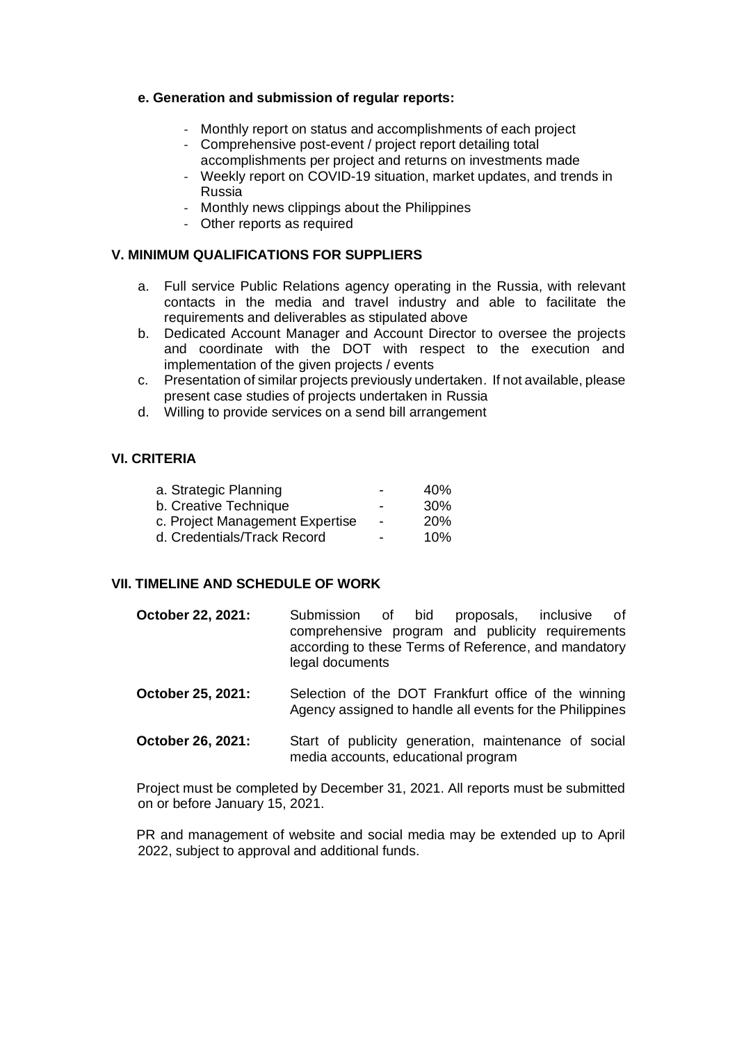**e. Generation and submission of regular reports:**

- Monthly report on status and accomplishments of each project
- Comprehensive post-event / project report detailing total accomplishments per project and returns on investments made
- Weekly report on COVID-19 situation, market updates, and trends in Russia
- Monthly news clippings about the Philippines
- Other reports as required

## V. MINIMUM QUALIFICATIONS FOR SUPPLIERS

a. Full service Public Relations agency operating in the Russia, with relevant contacts in the media and travel industry and able to facilitate the requirements and deliverables as stipulated above
b. Dedicated Account Manager and Account Director to oversee the projects and coordinate with the DOT with respect to the execution and implementation of the given projects / events
c. Presentation of similar projects previously undertaken. If not available, please present case studies of projects undertaken in Russia
d. Willing to provide services on a send bill arrangement

## VI. CRITERIA

| | | |
|---|---|---|
| a. Strategic Planning | - | 40% |
| b. Creative Technique | - | 30% |
| c. Project Management Expertise | - | 20% |
| d. Credentials/Track Record | - | 10% |

## VII. TIMELINE AND SCHEDULE OF WORK

**October 22, 2021:** Submission of bid proposals, inclusive of comprehensive program and publicity requirements according to these Terms of Reference, and mandatory legal documents

**October 25, 2021:** Selection of the DOT Frankfurt office of the winning Agency assigned to handle all events for the Philippines

**October 26, 2021:** Start of publicity generation, maintenance of social media accounts, educational program

Project must be completed by December 31, 2021. All reports must be submitted on or before January 15, 2021.

PR and management of website and social media may be extended up to April 2022, subject to approval and additional funds.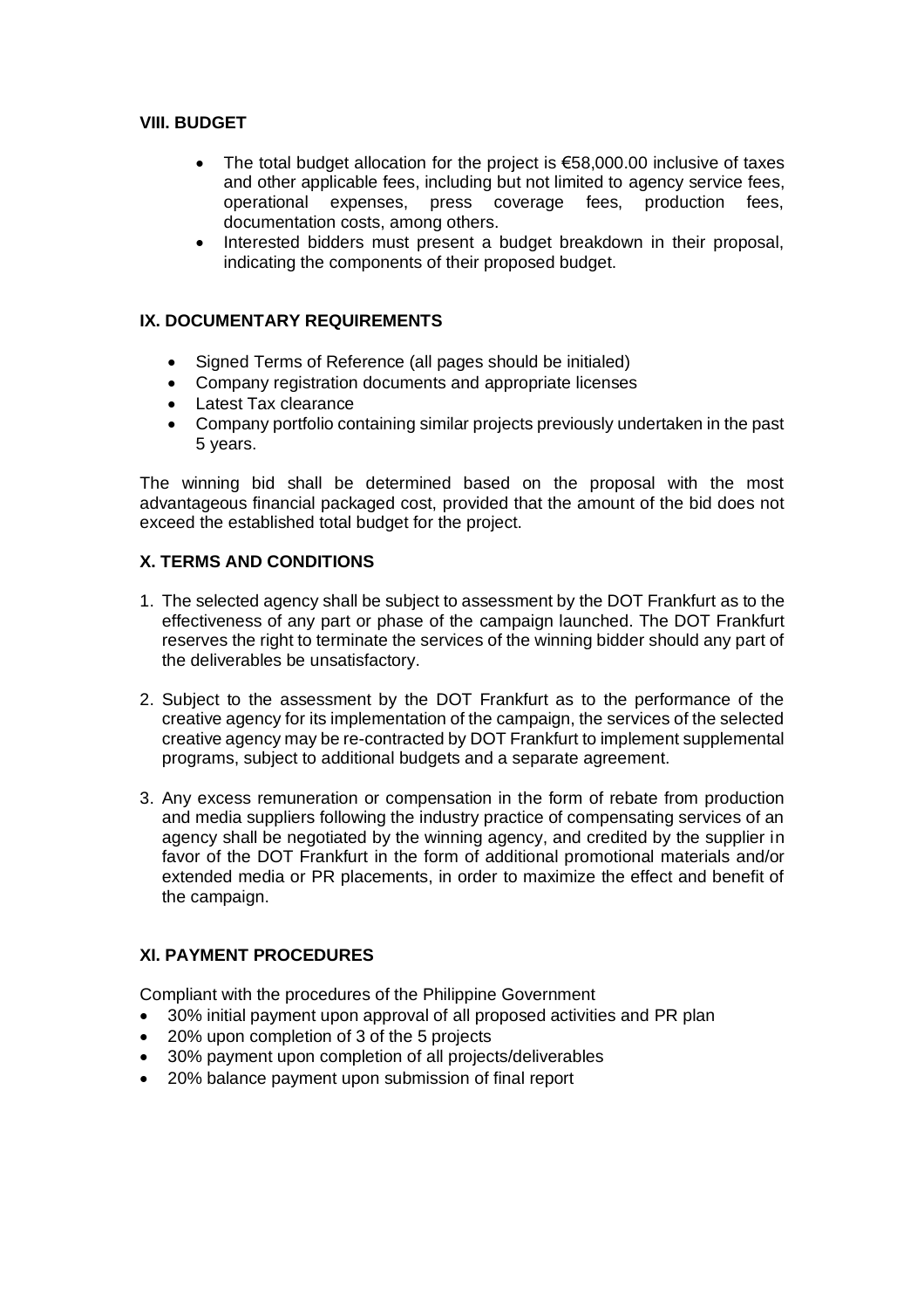## VIII. BUDGET

- The total budget allocation for the project is €58,000.00 inclusive of taxes and other applicable fees, including but not limited to agency service fees, operational expenses, press coverage fees, production fees, documentation costs, among others.
- Interested bidders must present a budget breakdown in their proposal, indicating the components of their proposed budget.

## IX. DOCUMENTARY REQUIREMENTS

- Signed Terms of Reference (all pages should be initialed)
- Company registration documents and appropriate licenses
- Latest Tax clearance
- Company portfolio containing similar projects previously undertaken in the past 5 years.

The winning bid shall be determined based on the proposal with the most advantageous financial packaged cost, provided that the amount of the bid does not exceed the established total budget for the project.

## X. TERMS AND CONDITIONS

1. The selected agency shall be subject to assessment by the DOT Frankfurt as to the effectiveness of any part or phase of the campaign launched. The DOT Frankfurt reserves the right to terminate the services of the winning bidder should any part of the deliverables be unsatisfactory.
2. Subject to the assessment by the DOT Frankfurt as to the performance of the creative agency for its implementation of the campaign, the services of the selected creative agency may be re-contracted by DOT Frankfurt to implement supplemental programs, subject to additional budgets and a separate agreement.
3. Any excess remuneration or compensation in the form of rebate from production and media suppliers following the industry practice of compensating services of an agency shall be negotiated by the winning agency, and credited by the supplier in favor of the DOT Frankfurt in the form of additional promotional materials and/or extended media or PR placements, in order to maximize the effect and benefit of the campaign.

## XI. PAYMENT PROCEDURES

Compliant with the procedures of the Philippine Government

- 30% initial payment upon approval of all proposed activities and PR plan
- 20% upon completion of 3 of the 5 projects
- 30% payment upon completion of all projects/deliverables
- 20% balance payment upon submission of final report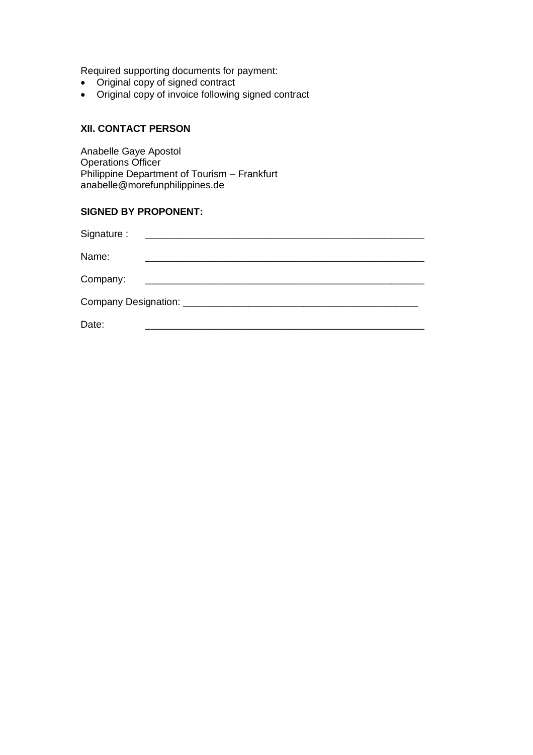Required supporting documents for payment:

- Original copy of signed contract
- Original copy of invoice following signed contract

**XII. CONTACT PERSON**

Anabelle Gaye Apostol
Operations Officer
Philippine Department of Tourism – Frankfurt
anabelle@morefunphilippines.de

**SIGNED BY PROPONENT:**

Signature : ___________________________________________________

Name: ___________________________________________________

Company: ___________________________________________________

Company Designation: ___________________________________________

Date: ___________________________________________________